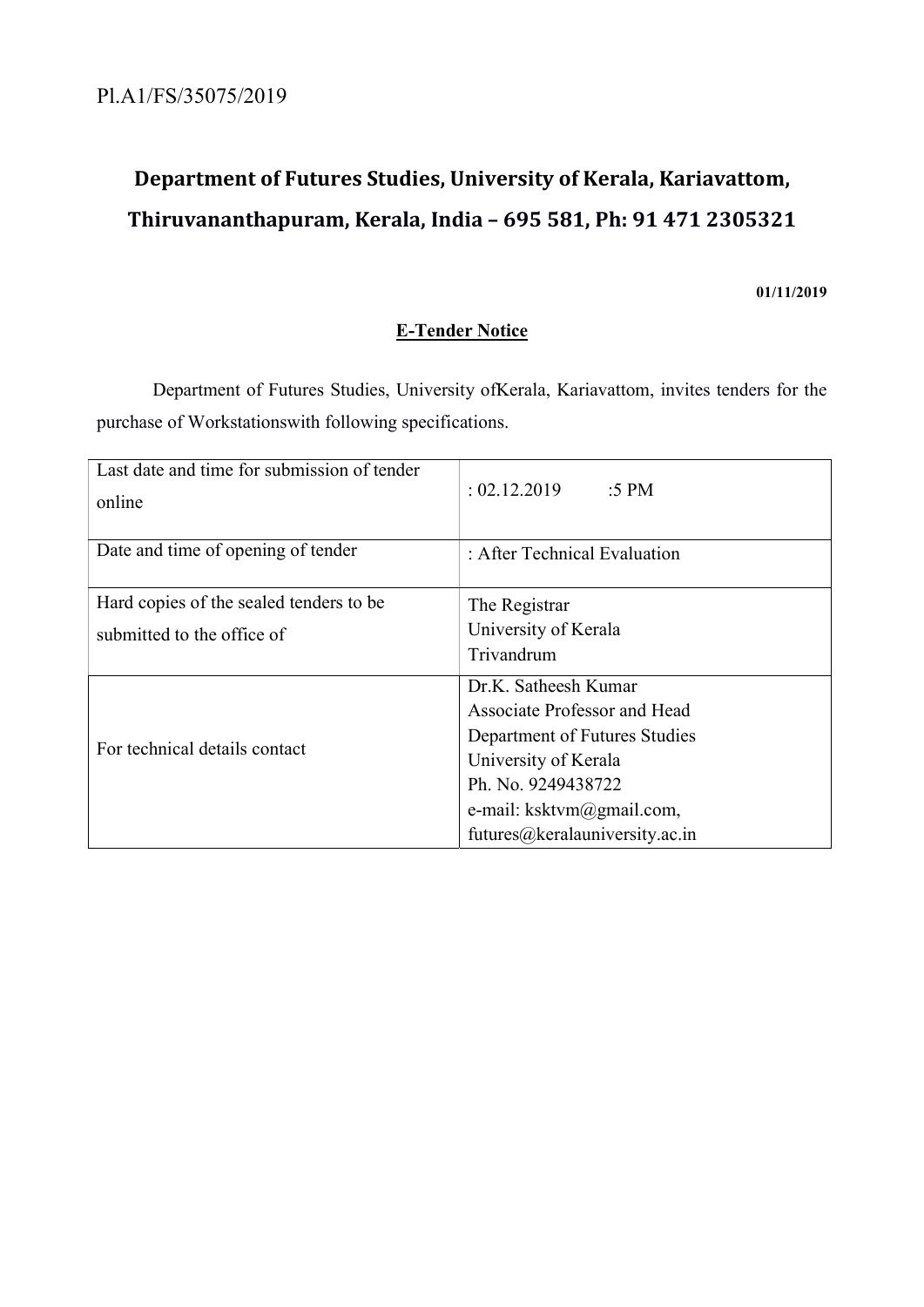Pl.A1/FS/35075/2019

# Department of Futures Studies, University of Kerala, Kariavattom, Thiruvananthapuram, Kerala, India – 695 581, Ph: 91 471 2305321

**01/11/2019**

## E-Tender Notice

Department of Futures Studies, University ofKerala, Kariavattom, invites tenders for the purchase of Workstationswith following specifications.

| | |
|---|---|
| Last date and time for submission of tender online | : 02.12.2019 :5 PM |
| Date and time of opening of tender | : After Technical Evaluation |
| Hard copies of the sealed tenders to be submitted to the office of | The Registrar<br>University of Kerala<br>Trivandrum |
| For technical details contact | Dr.K. Satheesh Kumar<br>Associate Professor and Head<br>Department of Futures Studies<br>University of Kerala<br>Ph. No. 9249438722<br>e-mail: ksktvm@gmail.com, futures@keralauniversity.ac.in |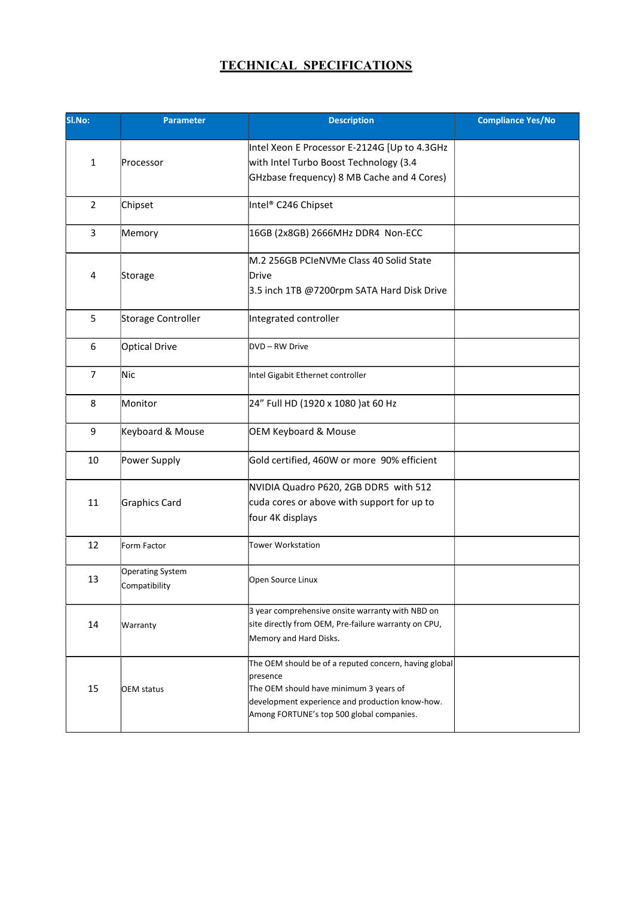# TECHNICAL SPECIFICATIONS

| Sl.No: | Parameter | Description | Compliance Yes/No |
|---|---|---|---|
| 1 | Processor | Intel Xeon E Processor E-2124G [Up to 4.3GHz with Intel Turbo Boost Technology (3.4 GHzbase frequency) 8 MB Cache and 4 Cores) | |
| 2 | Chipset | Intel® C246 Chipset | |
| 3 | Memory | 16GB (2x8GB) 2666MHz DDR4 Non-ECC | |
| 4 | Storage | M.2 256GB PCIeNVMe Class 40 Solid State Drive<br>3.5 inch 1TB @7200rpm SATA Hard Disk Drive | |
| 5 | Storage Controller | Integrated controller | |
| 6 | Optical Drive | DVD – RW Drive | |
| 7 | Nic | Intel Gigabit Ethernet controller | |
| 8 | Monitor | 24" Full HD (1920 x 1080 )at 60 Hz | |
| 9 | Keyboard & Mouse | OEM Keyboard & Mouse | |
| 10 | Power Supply | Gold certified, 460W or more 90% efficient | |
| 11 | Graphics Card | NVIDIA Quadro P620, 2GB DDR5 with 512 cuda cores or above with support for up to four 4K displays | |
| 12 | Form Factor | Tower Workstation | |
| 13 | Operating System Compatibility | Open Source Linux | |
| 14 | Warranty | 3 year comprehensive onsite warranty with NBD on site directly from OEM, Pre-failure warranty on CPU, Memory and Hard Disks. | |
| 15 | OEM status | The OEM should be of a reputed concern, having global presence<br>The OEM should have minimum 3 years of development experience and production know-how.<br>Among FORTUNE's top 500 global companies. | |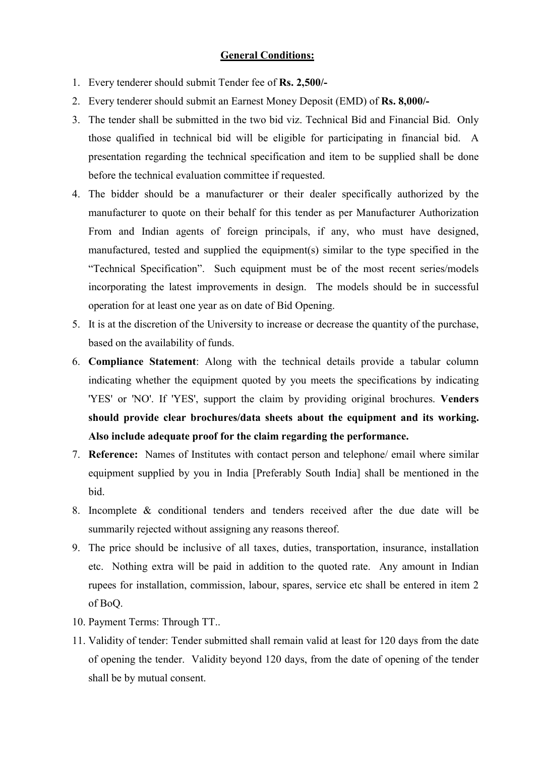## General Conditions:

1. Every tenderer should submit Tender fee of **Rs. 2,500/-**
2. Every tenderer should submit an Earnest Money Deposit (EMD) of **Rs. 8,000/-**
3. The tender shall be submitted in the two bid viz. Technical Bid and Financial Bid. Only those qualified in technical bid will be eligible for participating in financial bid. A presentation regarding the technical specification and item to be supplied shall be done before the technical evaluation committee if requested.
4. The bidder should be a manufacturer or their dealer specifically authorized by the manufacturer to quote on their behalf for this tender as per Manufacturer Authorization From and Indian agents of foreign principals, if any, who must have designed, manufactured, tested and supplied the equipment(s) similar to the type specified in the "Technical Specification". Such equipment must be of the most recent series/models incorporating the latest improvements in design. The models should be in successful operation for at least one year as on date of Bid Opening.
5. It is at the discretion of the University to increase or decrease the quantity of the purchase, based on the availability of funds.
6. **Compliance Statement**: Along with the technical details provide a tabular column indicating whether the equipment quoted by you meets the specifications by indicating 'YES' or 'NO'. If 'YES', support the claim by providing original brochures. **Venders should provide clear brochures/data sheets about the equipment and its working. Also include adequate proof for the claim regarding the performance.**
7. **Reference:** Names of Institutes with contact person and telephone/ email where similar equipment supplied by you in India [Preferably South India] shall be mentioned in the bid.
8. Incomplete & conditional tenders and tenders received after the due date will be summarily rejected without assigning any reasons thereof.
9. The price should be inclusive of all taxes, duties, transportation, insurance, installation etc. Nothing extra will be paid in addition to the quoted rate. Any amount in Indian rupees for installation, commission, labour, spares, service etc shall be entered in item 2 of BoQ.
10. Payment Terms: Through TT..
11. Validity of tender: Tender submitted shall remain valid at least for 120 days from the date of opening the tender. Validity beyond 120 days, from the date of opening of the tender shall be by mutual consent.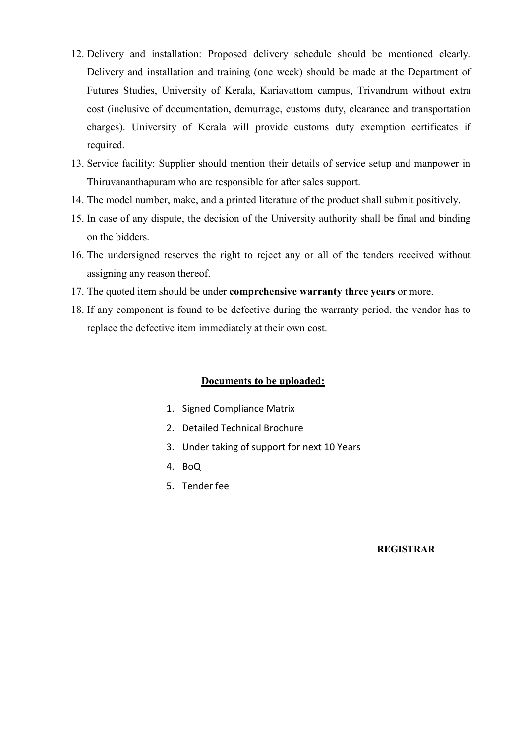12. Delivery and installation: Proposed delivery schedule should be mentioned clearly. Delivery and installation and training (one week) should be made at the Department of Futures Studies, University of Kerala, Kariavattom campus, Trivandrum without extra cost (inclusive of documentation, demurrage, customs duty, clearance and transportation charges). University of Kerala will provide customs duty exemption certificates if required.
13. Service facility: Supplier should mention their details of service setup and manpower in Thiruvananthapuram who are responsible for after sales support.
14. The model number, make, and a printed literature of the product shall submit positively.
15. In case of any dispute, the decision of the University authority shall be final and binding on the bidders.
16. The undersigned reserves the right to reject any or all of the tenders received without assigning any reason thereof.
17. The quoted item should be under **comprehensive warranty three years** or more.
18. If any component is found to be defective during the warranty period, the vendor has to replace the defective item immediately at their own cost.

**Documents to be uploaded:**

1. Signed Compliance Matrix
2. Detailed Technical Brochure
3. Under taking of support for next 10 Years
4. BoQ
5. Tender fee

**REGISTRAR**